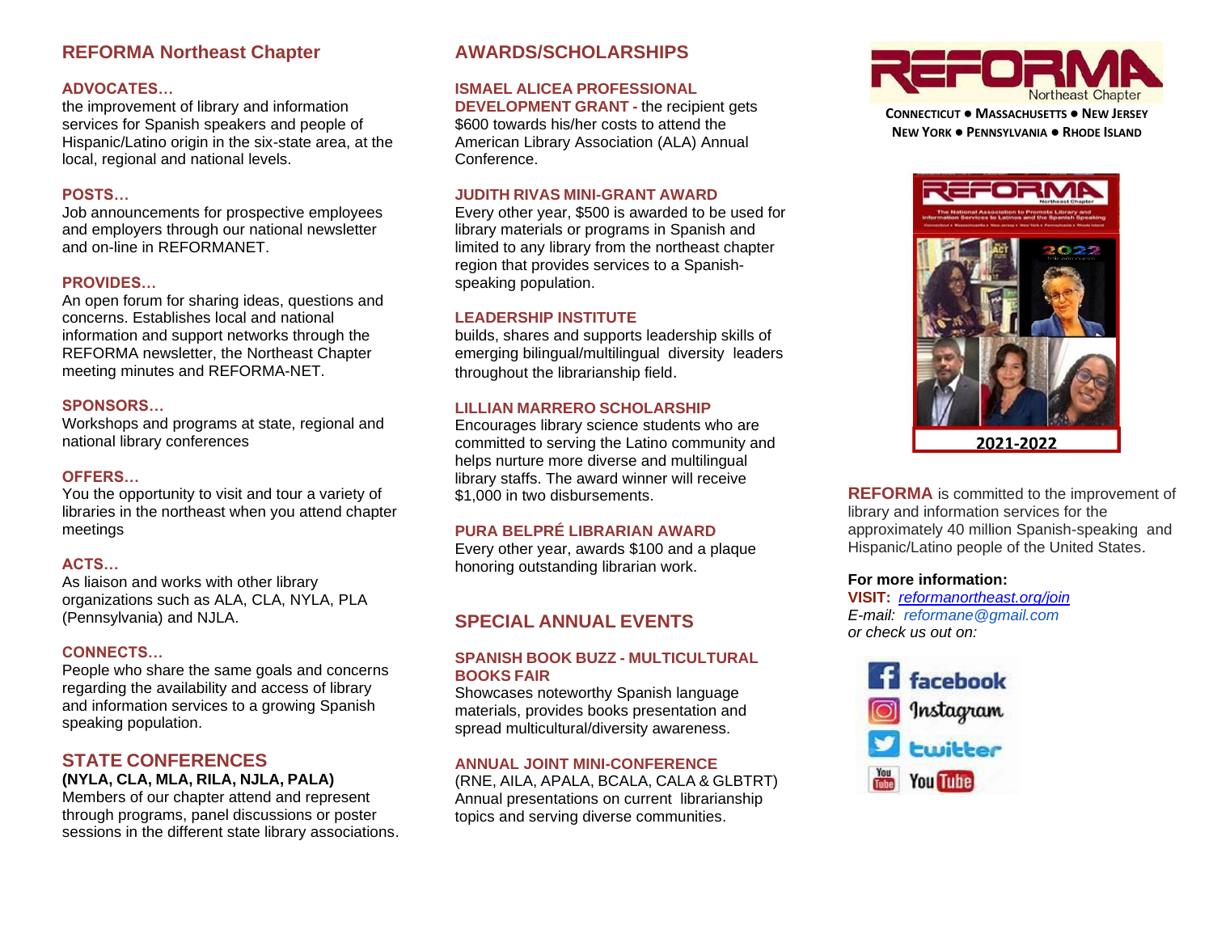## REFORMA Northeast Chapter

**ADVOCATES…**
the improvement of library and information services for Spanish speakers and people of Hispanic/Latino origin in the six-state area, at the local, regional and national levels.

**POSTS…**
Job announcements for prospective employees and employers through our national newsletter and on-line in REFORMANET.

**PROVIDES…**
An open forum for sharing ideas, questions and concerns. Establishes local and national information and support networks through the REFORMA newsletter, the Northeast Chapter meeting minutes and REFORMA-NET.

**SPONSORS…**
Workshops and programs at state, regional and national library conferences

**OFFERS…**
You the opportunity to visit and tour a variety of libraries in the northeast when you attend chapter meetings

**ACTS…**
As liaison and works with other library organizations such as ALA, CLA, NYLA, PLA (Pennsylvania) and NJLA.

**CONNECTS…**
People who share the same goals and concerns regarding the availability and access of library and information services to a growing Spanish speaking population.

## STATE CONFERENCES

**(NYLA, CLA, MLA, RILA, NJLA, PALA)**
Members of our chapter attend and represent through programs, panel discussions or poster sessions in the different state library associations.

## AWARDS/SCHOLARSHIPS

**ISMAEL ALICEA PROFESSIONAL DEVELOPMENT GRANT** - the recipient gets $600 towards his/her costs to attend the American Library Association (ALA) Annual Conference.

**JUDITH RIVAS MINI-GRANT AWARD**
Every other year, $500 is awarded to be used for library materials or programs in Spanish and limited to any library from the northeast chapter region that provides services to a Spanish-speaking population.

**LEADERSHIP INSTITUTE**
builds, shares and supports leadership skills of emerging bilingual/multilingual diversity leaders throughout the librarianship field.

**LILLIAN MARRERO SCHOLARSHIP**
Encourages library science students who are committed to serving the Latino community and helps nurture more diverse and multilingual library staffs. The award winner will receive $1,000 in two disbursements.

**PURA BELPRÉ LIBRARIAN AWARD**
Every other year, awards $100 and a plaque honoring outstanding librarian work.

## SPECIAL ANNUAL EVENTS

**SPANISH BOOK BUZZ - MULTICULTURAL BOOKS FAIR**
Showcases noteworthy Spanish language materials, provides books presentation and spread multicultural/diversity awareness.

**ANNUAL JOINT MINI-CONFERENCE**
(RNE, AILA, APALA, BCALA, CALA & GLBTRT) Annual presentations on current librarianship topics and serving diverse communities.

# REFORMA
Northeast Chapter

CONNECTICUT ● MASSACHUSETTS ● NEW JERSEY
NEW YORK ● PENNSYLVANIA ● RHODE ISLAND

2021-2022

**REFORMA** is committed to the improvement of library and information services for the approximately 40 million Spanish-speaking and Hispanic/Latino people of the United States.

**For more information:**
**VISIT:** *reformanortheast.org/join*
*E-mail: reformane@gmail.com*
*or check us out on:*

facebook
Instagram
twitter
YouTube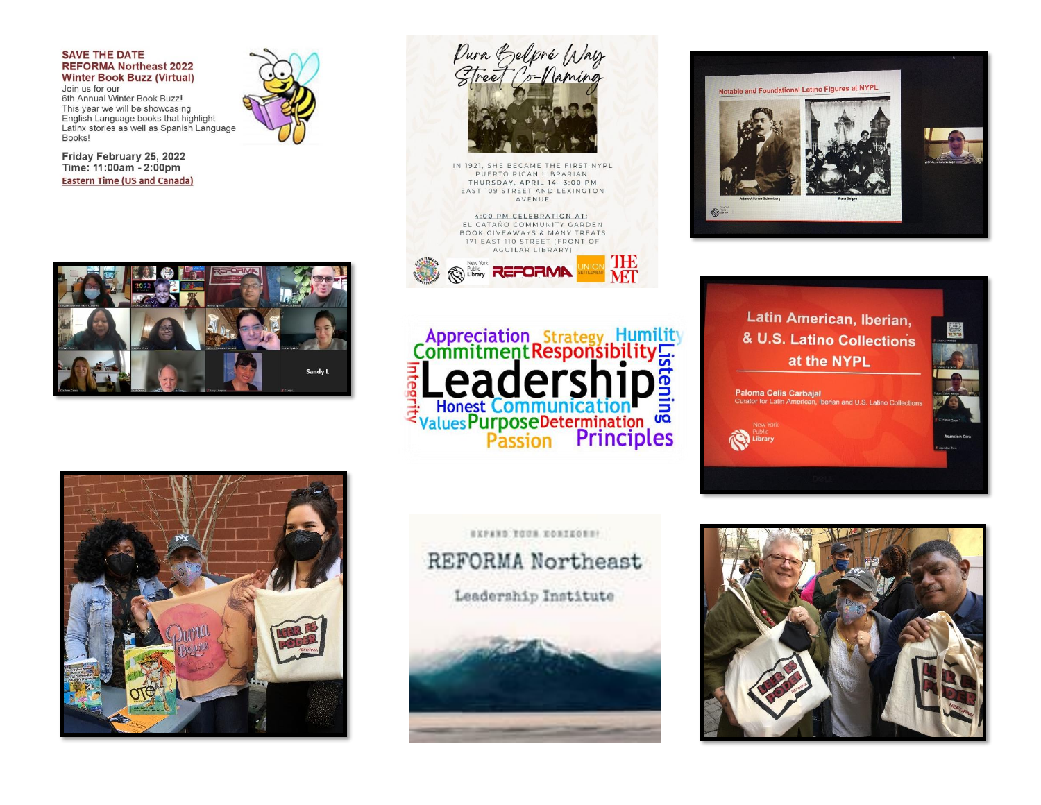**SAVE THE DATE**
**REFORMA Northeast 2022**
**Winter Book Buzz (Virtual)**

Join us for our
6th Annual Winter Book Buzz!
This year we will be showcasing
English Language books that highlight
Latinx stories as well as Spanish Language
Books!

**Friday February 25, 2022**
**Time: 11:00am - 2:00pm**
Eastern Time (US and Canada)

*Pura Belpré Way Street Co-Naming*

IN 1921, SHE BECAME THE FIRST NYPL PUERTO RICAN LIBRARIAN.
THURSDAY, APRIL 14- 3:00 PM
EAST 109 STREET AND LEXINGTON AVENUE

4:00 PM CELEBRATION AT:
EL CATAÑO COMMUNITY GARDEN
BOOK GIVEAWAYS & MANY TREATS
171 EAST 110 STREET (FRONT OF AGUILAR LIBRARY)

Notable and Foundational Latino Figures at NYPL

Latin American, Iberian, & U.S. Latino Collections at the NYPL

Paloma Celis Carbajal
Curator for Latin American, Iberian and U.S. Latino Collections

Appreciation Strategy Humility Commitment Responsibility Integrity Leadership Listening Honest Communication Values Purpose Determination Passion Principles

EXPAND YOUR HORIZONS!
REFORMA Northeast
Leadership Institute